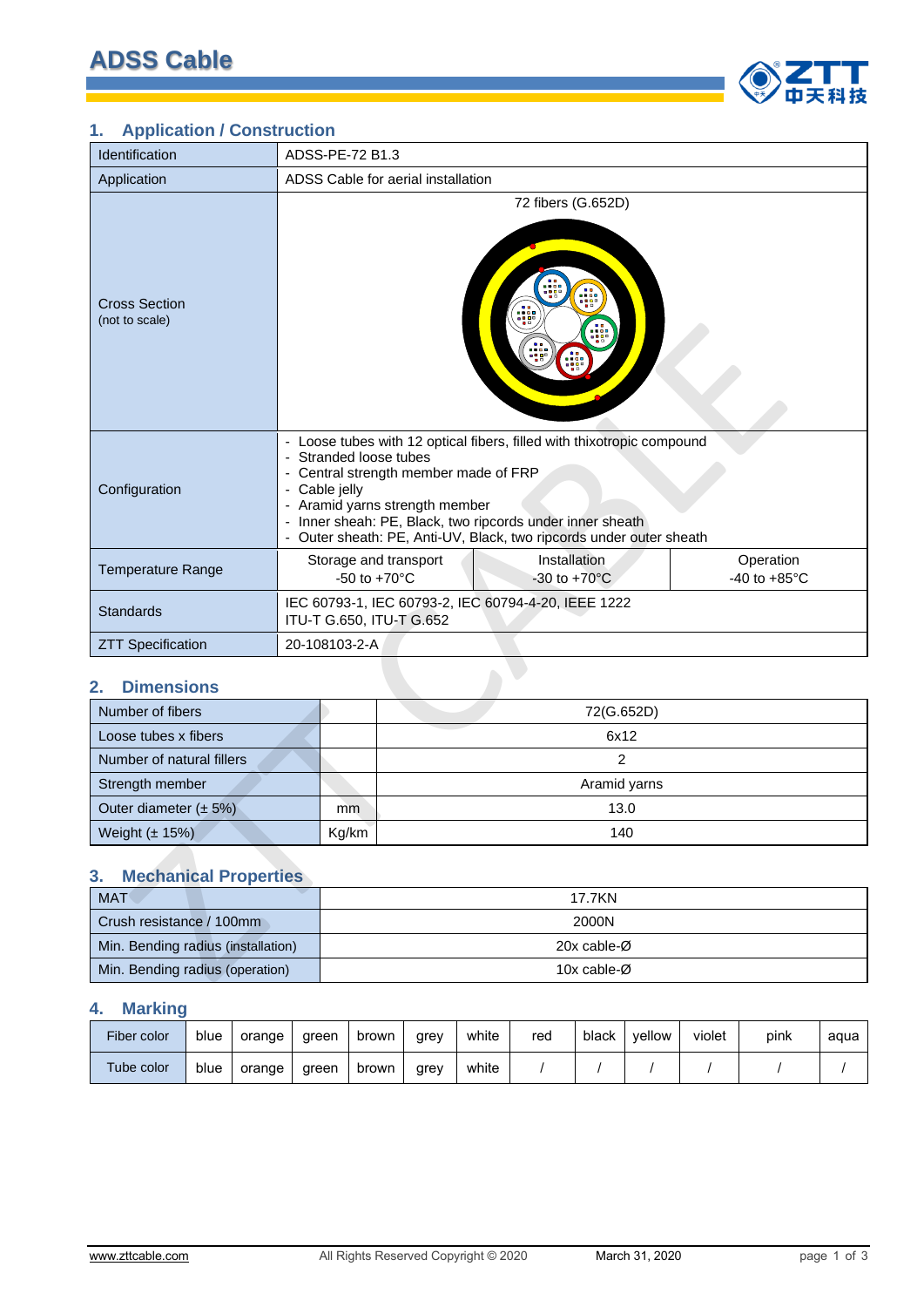# ADSS Cable

## 1. Application / Construction

| | | | |
|---|---|---|---|
| Identification | ADSS-PE-72 B1.3 | | |
| Application | ADSS Cable for aerial installation | | |
| Cross Section (not to scale) | 72 fibers (G.652D) | | |
| Configuration | - Loose tubes with 12 optical fibers, filled with thixotropic compound<br>- Stranded loose tubes<br>- Central strength member made of FRP<br>- Cable jelly<br>- Aramid yarns strength member<br>- Inner sheah: PE, Black, two ripcords under inner sheath<br>- Outer sheath: PE, Anti-UV, Black, two ripcords under outer sheath | | |
| Temperature Range | Storage and transport<br>-50 to +70°C | Installation<br>-30 to +70°C | Operation<br>-40 to +85°C |
| Standards | IEC 60793-1, IEC 60793-2, IEC 60794-4-20, IEEE 1222<br>ITU-T G.650, ITU-T G.652 | | |
| ZTT Specification | 20-108103-2-A | | |

## 2. Dimensions

| | | |
|---|---|---|
| Number of fibers | | 72(G.652D) |
| Loose tubes x fibers | | 6x12 |
| Number of natural fillers | | 2 |
| Strength member | | Aramid yarns |
| Outer diameter (± 5%) | mm | 13.0 |
| Weight (± 15%) | Kg/km | 140 |

## 3. Mechanical Properties

| | |
|---|---|
| MAT | 17.7KN |
| Crush resistance / 100mm | 2000N |
| Min. Bending radius (installation) | 20x cable-Ø |
| Min. Bending radius (operation) | 10x cable-Ø |

## 4. Marking

| Fiber color | blue | orange | green | brown | grey | white | red | black | yellow | violet | pink | aqua |
|---|---|---|---|---|---|---|---|---|---|---|---|---|
| Tube color | blue | orange | green | brown | grey | white | / | / | / | / | / | / |

www.zttcable.com All Rights Reserved Copyright © 2020 March 31, 2020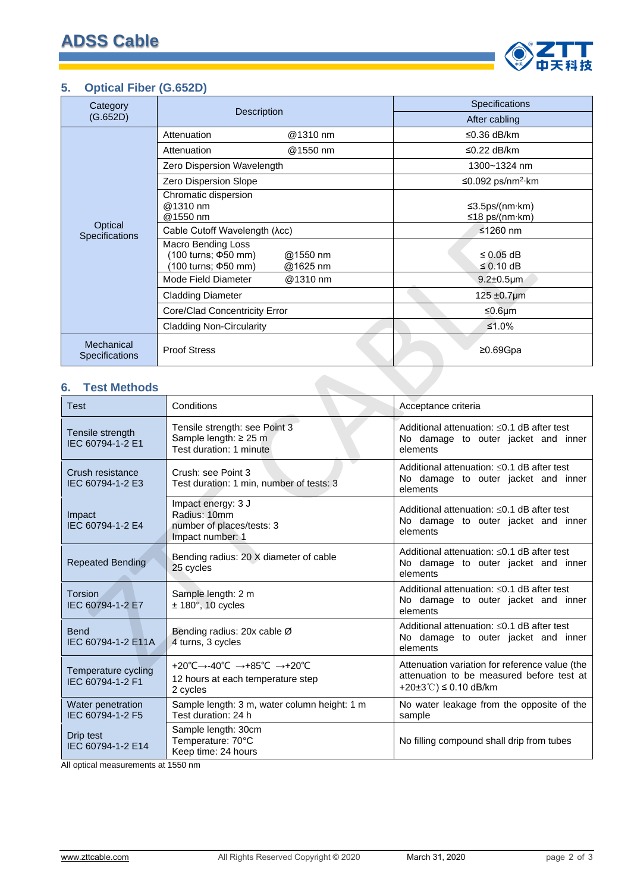## 5. Optical Fiber (G.652D)

| Category (G.652D) | Description | | Specifications After cabling |
|---|---|---|---|
| Optical Specifications | Attenuation | @1310 nm | ≤0.36 dB/km |
| | Attenuation | @1550 nm | ≤0.22 dB/km |
| | Zero Dispersion Wavelength | | 1300~1324 nm |
| | Zero Dispersion Slope | | ≤0.092 ps/nm²·km |
| | Chromatic dispersion @1310 nm @1550 nm | | ≤3.5ps/(nm·km) ≤18 ps/(nm·km) |
| | Cable Cutoff Wavelength (λcc) | | ≤1260 nm |
| | Macro Bending Loss (100 turns; Φ50 mm) (100 turns; Φ50 mm) | @1550 nm @1625 nm | ≤ 0.05 dB ≤ 0.10 dB |
| | Mode Field Diameter | @1310 nm | 9.2±0.5μm |
| | Cladding Diameter | | 125 ±0.7μm |
| | Core/Clad Concentricity Error | | ≤0.6μm |
| | Cladding Non-Circularity | | ≤1.0% |
| Mechanical Specifications | Proof Stress | | ≥0.69Gpa |

## 6. Test Methods

| Test | Conditions | Acceptance criteria |
|---|---|---|
| Tensile strength IEC 60794-1-2 E1 | Tensile strength: see Point 3 Sample length: ≥ 25 m Test duration: 1 minute | Additional attenuation: ≤0.1 dB after test No damage to outer jacket and inner elements |
| Crush resistance IEC 60794-1-2 E3 | Crush: see Point 3 Test duration: 1 min, number of tests: 3 | Additional attenuation: ≤0.1 dB after test No damage to outer jacket and inner elements |
| Impact IEC 60794-1-2 E4 | Impact energy: 3 J Radius: 10mm number of places/tests: 3 Impact number: 1 | Additional attenuation: ≤0.1 dB after test No damage to outer jacket and inner elements |
| Repeated Bending | Bending radius: 20 X diameter of cable 25 cycles | Additional attenuation: ≤0.1 dB after test No damage to outer jacket and inner elements |
| Torsion IEC 60794-1-2 E7 | Sample length: 2 m ± 180°, 10 cycles | Additional attenuation: ≤0.1 dB after test No damage to outer jacket and inner elements |
| Bend IEC 60794-1-2 E11A | Bending radius: 20x cable Ø 4 turns, 3 cycles | Additional attenuation: ≤0.1 dB after test No damage to outer jacket and inner elements |
| Temperature cycling IEC 60794-1-2 F1 | +20℃→-40℃ →+85℃ →+20℃ 12 hours at each temperature step 2 cycles | Attenuation variation for reference value (the attenuation to be measured before test at +20±3℃) ≤ 0.10 dB/km |
| Water penetration IEC 60794-1-2 F5 | Sample length: 3 m, water column height: 1 m Test duration: 24 h | No water leakage from the opposite of the sample |
| Drip test IEC 60794-1-2 E14 | Sample length: 30cm Temperature: 70°C Keep time: 24 hours | No filling compound shall drip from tubes |

All optical measurements at 1550 nm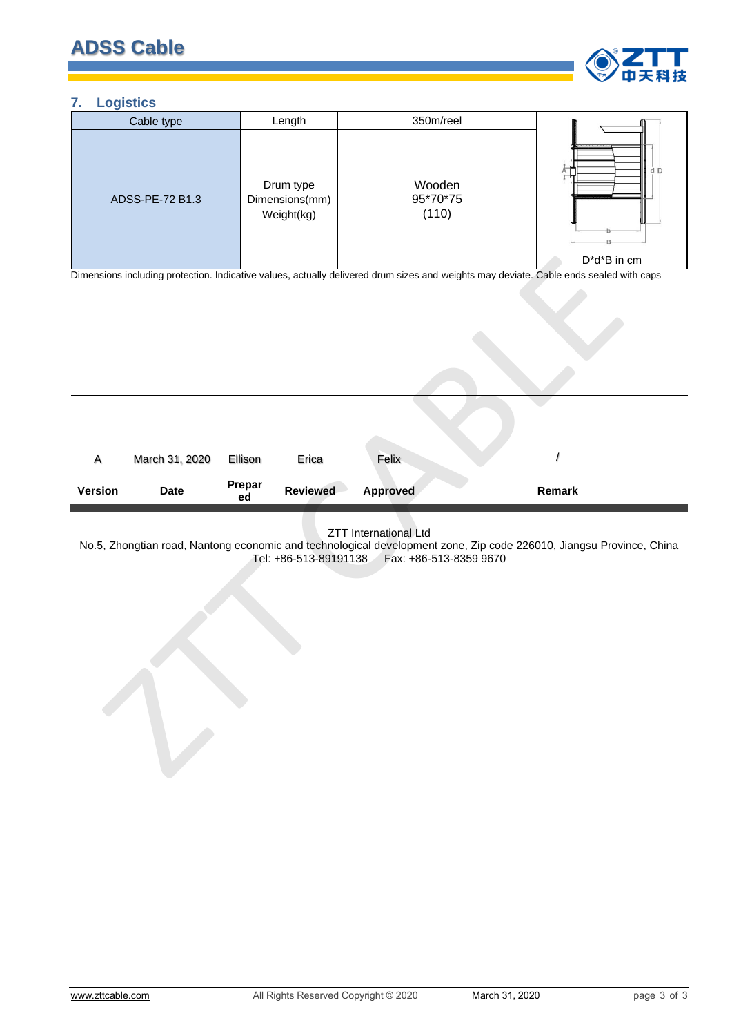## 7. Logistics

| Cable type | Length | 350m/reel | |
|---|---|---|---|
| ADSS-PE-72 B1.3 | Drum type<br>Dimensions(mm)<br>Weight(kg) | Wooden<br>95*70*75<br>(110) | D*d*B in cm |

Dimensions including protection. Indicative values, actually delivered drum sizes and weights may deviate. Cable ends sealed with caps

| | | | | | |
|---|---|---|---|---|---|
| | | | | | |
| | | | | | |
| A | March 31, 2020 | Ellison | Erica | Felix | / |
| **Version** | **Date** | **Prepared** | **Reviewed** | **Approved** | **Remark** |

ZTT International Ltd
No.5, Zhongtian road, Nantong economic and technological development zone, Zip code 226010, Jiangsu Province, China
Tel: +86-513-89191138 Fax: +86-513-8359 9670